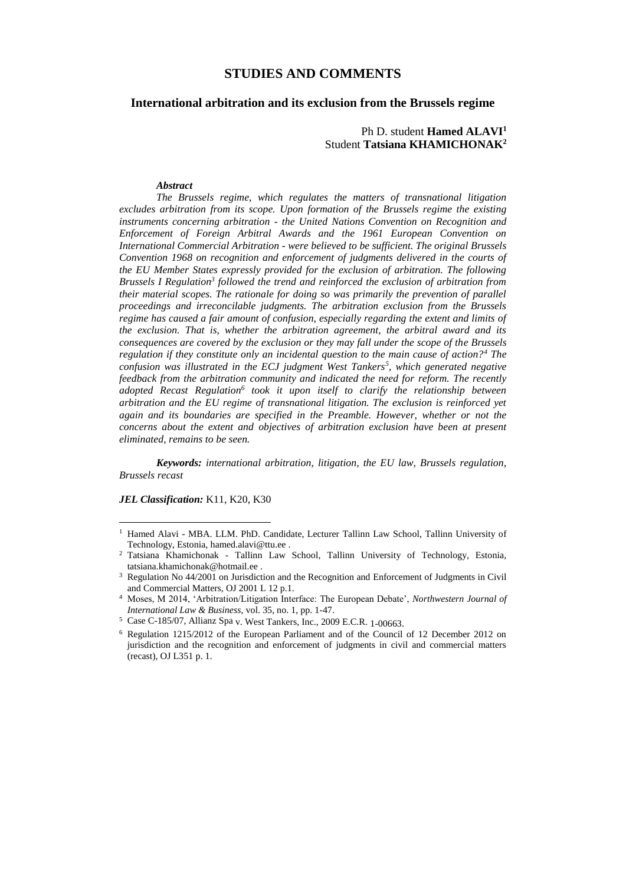# STUDIES AND COMMENTS

## International arbitration and its exclusion from the Brussels regime

Ph D. student **Hamed ALAVI**[1]
Student **Tatsiana KHAMICHONAK**[2]

***Abstract***

*The Brussels regime, which regulates the matters of transnational litigation excludes arbitration from its scope. Upon formation of the Brussels regime the existing instruments concerning arbitration - the United Nations Convention on Recognition and Enforcement of Foreign Arbitral Awards and the 1961 European Convention on International Commercial Arbitration - were believed to be sufficient. The original Brussels Convention 1968 on recognition and enforcement of judgments delivered in the courts of the EU Member States expressly provided for the exclusion of arbitration. The following Brussels I Regulation[3] followed the trend and reinforced the exclusion of arbitration from their material scopes. The rationale for doing so was primarily the prevention of parallel proceedings and irreconcilable judgments. The arbitration exclusion from the Brussels regime has caused a fair amount of confusion, especially regarding the extent and limits of the exclusion. That is, whether the arbitration agreement, the arbitral award and its consequences are covered by the exclusion or they may fall under the scope of the Brussels regulation if they constitute only an incidental question to the main cause of action?[4] The confusion was illustrated in the ECJ judgment West Tankers[5], which generated negative feedback from the arbitration community and indicated the need for reform. The recently adopted Recast Regulation[6] took it upon itself to clarify the relationship between arbitration and the EU regime of transnational litigation. The exclusion is reinforced yet again and its boundaries are specified in the Preamble. However, whether or not the concerns about the extent and objectives of arbitration exclusion have been at present eliminated, remains to be seen.*

***Keywords:*** *international arbitration, litigation, the EU law, Brussels regulation, Brussels recast*

***JEL Classification:*** K11, K20, K30

---

[1] Hamed Alavi - MBA. LLM. PhD. Candidate, Lecturer Tallinn Law School, Tallinn University of Technology, Estonia, hamed.alavi@ttu.ee .

[2] Tatsiana Khamichonak - Tallinn Law School, Tallinn University of Technology, Estonia, tatsiana.khamichonak@hotmail.ee .

[3] Regulation No 44/2001 on Jurisdiction and the Recognition and Enforcement of Judgments in Civil and Commercial Matters, OJ 2001 L 12 p.1.

[4] Moses, M 2014, 'Arbitration/Litigation Interface: The European Debate', *Northwestern Journal of International Law & Business*, vol. 35, no. 1, pp. 1-47.

[5] Case C-185/07, Allianz Spa v. West Tankers, Inc., 2009 E.C.R. 1-00663.

[6] Regulation 1215/2012 of the European Parliament and of the Council of 12 December 2012 on jurisdiction and the recognition and enforcement of judgments in civil and commercial matters (recast), OJ L351 p. 1.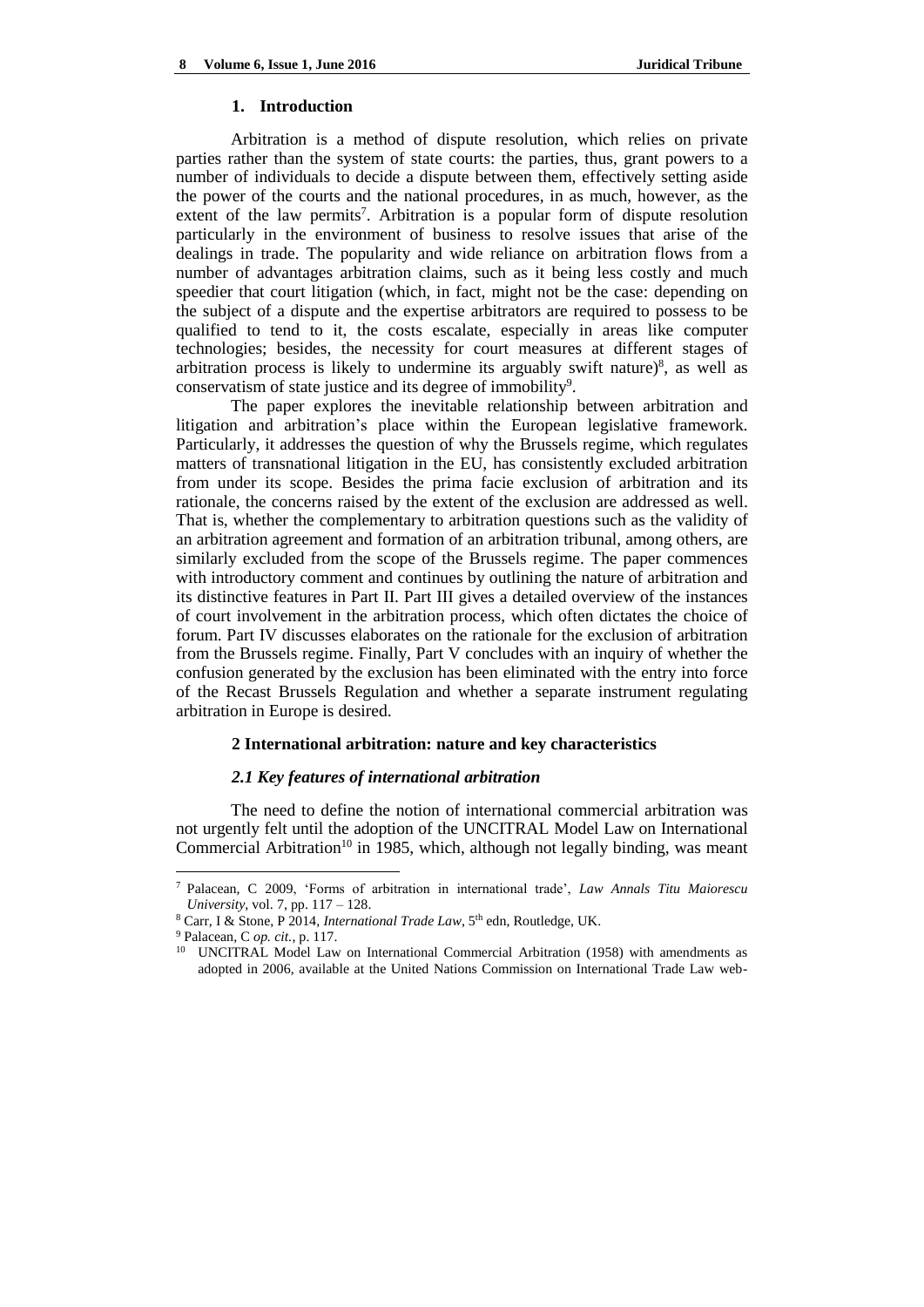## 1. Introduction

Arbitration is a method of dispute resolution, which relies on private parties rather than the system of state courts: the parties, thus, grant powers to a number of individuals to decide a dispute between them, effectively setting aside the power of the courts and the national procedures, in as much, however, as the extent of the law permits[7]. Arbitration is a popular form of dispute resolution particularly in the environment of business to resolve issues that arise of the dealings in trade. The popularity and wide reliance on arbitration flows from a number of advantages arbitration claims, such as it being less costly and much speedier that court litigation (which, in fact, might not be the case: depending on the subject of a dispute and the expertise arbitrators are required to possess to be qualified to tend to it, the costs escalate, especially in areas like computer technologies; besides, the necessity for court measures at different stages of arbitration process is likely to undermine its arguably swift nature)[8], as well as conservatism of state justice and its degree of immobility[9].

The paper explores the inevitable relationship between arbitration and litigation and arbitration's place within the European legislative framework. Particularly, it addresses the question of why the Brussels regime, which regulates matters of transnational litigation in the EU, has consistently excluded arbitration from under its scope. Besides the prima facie exclusion of arbitration and its rationale, the concerns raised by the extent of the exclusion are addressed as well. That is, whether the complementary to arbitration questions such as the validity of an arbitration agreement and formation of an arbitration tribunal, among others, are similarly excluded from the scope of the Brussels regime. The paper commences with introductory comment and continues by outlining the nature of arbitration and its distinctive features in Part II. Part III gives a detailed overview of the instances of court involvement in the arbitration process, which often dictates the choice of forum. Part IV discusses elaborates on the rationale for the exclusion of arbitration from the Brussels regime. Finally, Part V concludes with an inquiry of whether the confusion generated by the exclusion has been eliminated with the entry into force of the Recast Brussels Regulation and whether a separate instrument regulating arbitration in Europe is desired.

## 2 International arbitration: nature and key characteristics

### *2.1 Key features of international arbitration*

The need to define the notion of international commercial arbitration was not urgently felt until the adoption of the UNCITRAL Model Law on International Commercial Arbitration[10] in 1985, which, although not legally binding, was meant

---

[7] Palacean, C 2009, 'Forms of arbitration in international trade', *Law Annals Titu Maiorescu University*, vol. 7, pp. 117 – 128.

[8] Carr, I & Stone, P 2014, *International Trade Law*, 5th edn, Routledge, UK.

[9] Palacean, C *op. cit.*, p. 117.

[10] UNCITRAL Model Law on International Commercial Arbitration (1958) with amendments as adopted in 2006, available at the United Nations Commission on International Trade Law web-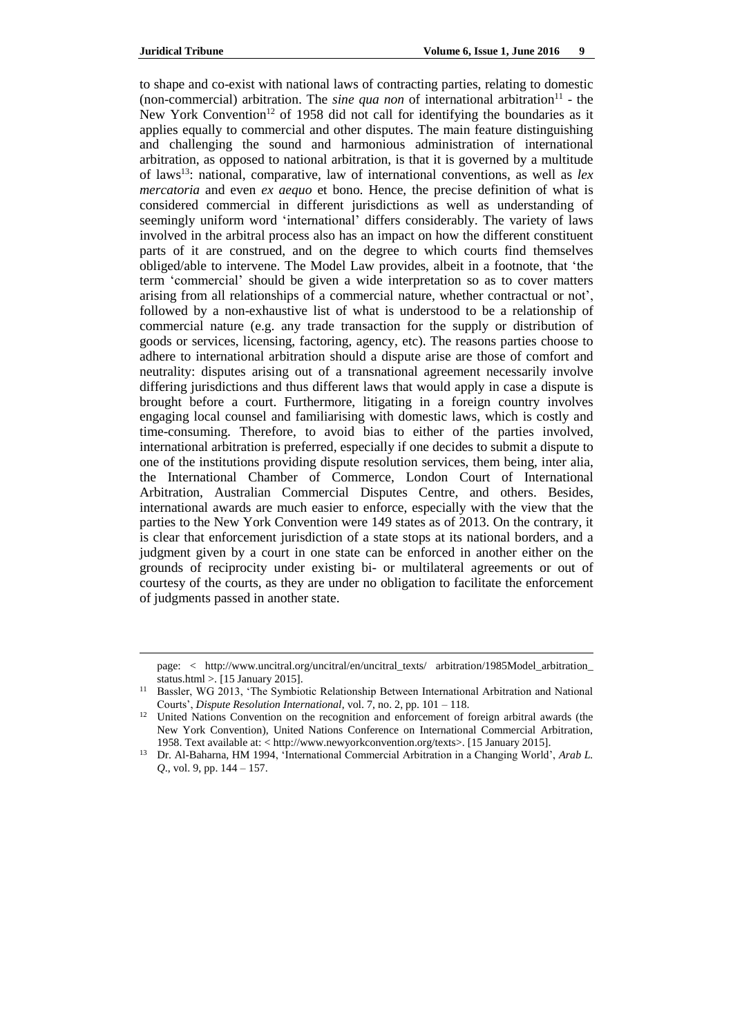to shape and co-exist with national laws of contracting parties, relating to domestic (non-commercial) arbitration. The *sine qua non* of international arbitration[11] - the New York Convention[12] of 1958 did not call for identifying the boundaries as it applies equally to commercial and other disputes. The main feature distinguishing and challenging the sound and harmonious administration of international arbitration, as opposed to national arbitration, is that it is governed by a multitude of laws[13]: national, comparative, law of international conventions, as well as *lex mercatoria* and even *ex aequo* et bono. Hence, the precise definition of what is considered commercial in different jurisdictions as well as understanding of seemingly uniform word 'international' differs considerably. The variety of laws involved in the arbitral process also has an impact on how the different constituent parts of it are construed, and on the degree to which courts find themselves obliged/able to intervene. The Model Law provides, albeit in a footnote, that 'the term 'commercial' should be given a wide interpretation so as to cover matters arising from all relationships of a commercial nature, whether contractual or not', followed by a non-exhaustive list of what is understood to be a relationship of commercial nature (e.g. any trade transaction for the supply or distribution of goods or services, licensing, factoring, agency, etc). The reasons parties choose to adhere to international arbitration should a dispute arise are those of comfort and neutrality: disputes arising out of a transnational agreement necessarily involve differing jurisdictions and thus different laws that would apply in case a dispute is brought before a court. Furthermore, litigating in a foreign country involves engaging local counsel and familiarising with domestic laws, which is costly and time-consuming. Therefore, to avoid bias to either of the parties involved, international arbitration is preferred, especially if one decides to submit a dispute to one of the institutions providing dispute resolution services, them being, inter alia, the International Chamber of Commerce, London Court of International Arbitration, Australian Commercial Disputes Centre, and others. Besides, international awards are much easier to enforce, especially with the view that the parties to the New York Convention were 149 states as of 2013. On the contrary, it is clear that enforcement jurisdiction of a state stops at its national borders, and a judgment given by a court in one state can be enforced in another either on the grounds of reciprocity under existing bi- or multilateral agreements or out of courtesy of the courts, as they are under no obligation to facilitate the enforcement of judgments passed in another state.

---

page: < http://www.uncitral.org/uncitral/en/uncitral_texts/ arbitration/1985Model_arbitration_status.html >. [15 January 2015].

[11] Bassler, WG 2013, 'The Symbiotic Relationship Between International Arbitration and National Courts', *Dispute Resolution International*, vol. 7, no. 2, pp. 101 – 118.

[12] United Nations Convention on the recognition and enforcement of foreign arbitral awards (the New York Convention), United Nations Conference on International Commercial Arbitration, 1958. Text available at: < http://www.newyorkconvention.org/texts>. [15 January 2015].

[13] Dr. Al-Baharna, HM 1994, 'International Commercial Arbitration in a Changing World', *Arab L. Q.*, vol. 9, pp. 144 – 157.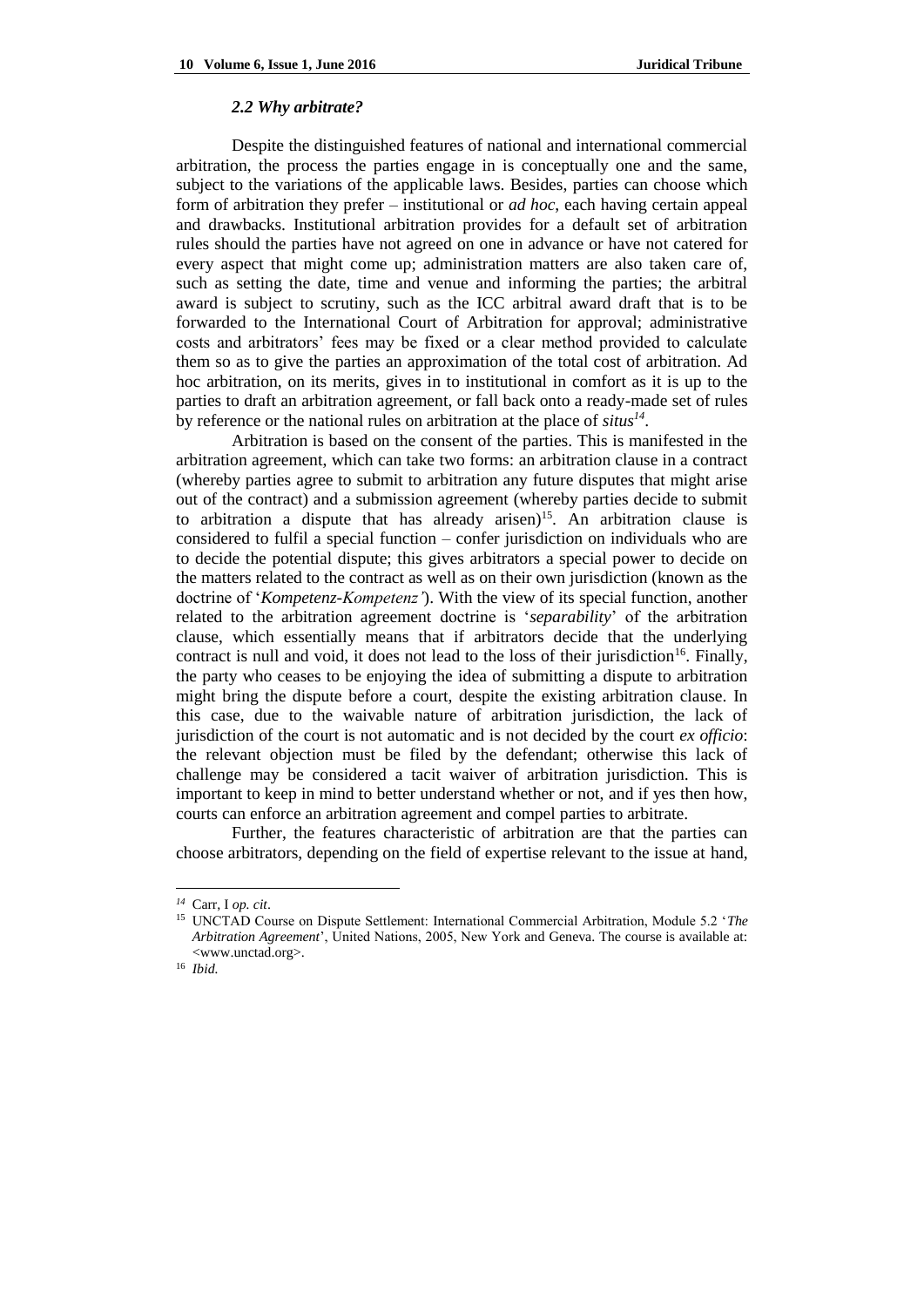### *2.2 Why arbitrate?*

Despite the distinguished features of national and international commercial arbitration, the process the parties engage in is conceptually one and the same, subject to the variations of the applicable laws. Besides, parties can choose which form of arbitration they prefer – institutional or *ad hoc*, each having certain appeal and drawbacks. Institutional arbitration provides for a default set of arbitration rules should the parties have not agreed on one in advance or have not catered for every aspect that might come up; administration matters are also taken care of, such as setting the date, time and venue and informing the parties; the arbitral award is subject to scrutiny, such as the ICC arbitral award draft that is to be forwarded to the International Court of Arbitration for approval; administrative costs and arbitrators' fees may be fixed or a clear method provided to calculate them so as to give the parties an approximation of the total cost of arbitration. Ad hoc arbitration, on its merits, gives in to institutional in comfort as it is up to the parties to draft an arbitration agreement, or fall back onto a ready-made set of rules by reference or the national rules on arbitration at the place of *situs*[14].

Arbitration is based on the consent of the parties. This is manifested in the arbitration agreement, which can take two forms: an arbitration clause in a contract (whereby parties agree to submit to arbitration any future disputes that might arise out of the contract) and a submission agreement (whereby parties decide to submit to arbitration a dispute that has already arisen)[15]. An arbitration clause is considered to fulfil a special function – confer jurisdiction on individuals who are to decide the potential dispute; this gives arbitrators a special power to decide on the matters related to the contract as well as on their own jurisdiction (known as the doctrine of '*Kompetenz-Kompetenz'*). With the view of its special function, another related to the arbitration agreement doctrine is '*separability*' of the arbitration clause, which essentially means that if arbitrators decide that the underlying contract is null and void, it does not lead to the loss of their jurisdiction[16]. Finally, the party who ceases to be enjoying the idea of submitting a dispute to arbitration might bring the dispute before a court, despite the existing arbitration clause. In this case, due to the waivable nature of arbitration jurisdiction, the lack of jurisdiction of the court is not automatic and is not decided by the court *ex officio*: the relevant objection must be filed by the defendant; otherwise this lack of challenge may be considered a tacit waiver of arbitration jurisdiction. This is important to keep in mind to better understand whether or not, and if yes then how, courts can enforce an arbitration agreement and compel parties to arbitrate.

Further, the features characteristic of arbitration are that the parties can choose arbitrators, depending on the field of expertise relevant to the issue at hand,

---

[14] Carr, I *op. cit*.

[15] UNCTAD Course on Dispute Settlement: International Commercial Arbitration, Module 5.2 '*The Arbitration Agreement*', United Nations, 2005, New York and Geneva. The course is available at: <www.unctad.org>.

[16] *Ibid.*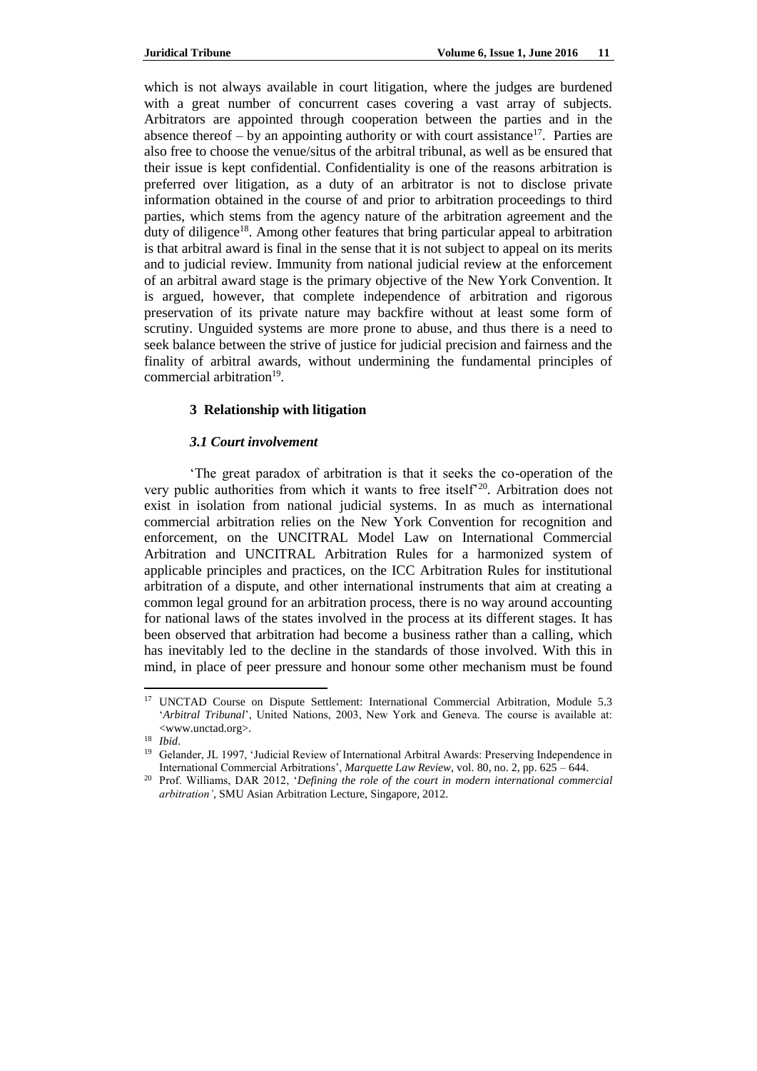which is not always available in court litigation, where the judges are burdened with a great number of concurrent cases covering a vast array of subjects. Arbitrators are appointed through cooperation between the parties and in the absence thereof – by an appointing authority or with court assistance[17]. Parties are also free to choose the venue/situs of the arbitral tribunal, as well as be ensured that their issue is kept confidential. Confidentiality is one of the reasons arbitration is preferred over litigation, as a duty of an arbitrator is not to disclose private information obtained in the course of and prior to arbitration proceedings to third parties, which stems from the agency nature of the arbitration agreement and the duty of diligence[18]. Among other features that bring particular appeal to arbitration is that arbitral award is final in the sense that it is not subject to appeal on its merits and to judicial review. Immunity from national judicial review at the enforcement of an arbitral award stage is the primary objective of the New York Convention. It is argued, however, that complete independence of arbitration and rigorous preservation of its private nature may backfire without at least some form of scrutiny. Unguided systems are more prone to abuse, and thus there is a need to seek balance between the strive of justice for judicial precision and fairness and the finality of arbitral awards, without undermining the fundamental principles of commercial arbitration[19].

## 3 Relationship with litigation

### *3.1 Court involvement*

'The great paradox of arbitration is that it seeks the co-operation of the very public authorities from which it wants to free itself'[20]. Arbitration does not exist in isolation from national judicial systems. In as much as international commercial arbitration relies on the New York Convention for recognition and enforcement, on the UNCITRAL Model Law on International Commercial Arbitration and UNCITRAL Arbitration Rules for a harmonized system of applicable principles and practices, on the ICC Arbitration Rules for institutional arbitration of a dispute, and other international instruments that aim at creating a common legal ground for an arbitration process, there is no way around accounting for national laws of the states involved in the process at its different stages. It has been observed that arbitration had become a business rather than a calling, which has inevitably led to the decline in the standards of those involved. With this in mind, in place of peer pressure and honour some other mechanism must be found

---

[17] UNCTAD Course on Dispute Settlement: International Commercial Arbitration, Module 5.3 '*Arbitral Tribunal*', United Nations, 2003, New York and Geneva. The course is available at: <www.unctad.org>.

[18] *Ibid*.

[19] Gelander, JL 1997, 'Judicial Review of International Arbitral Awards: Preserving Independence in International Commercial Arbitrations', *Marquette Law Review*, vol. 80, no. 2, pp. 625 – 644.

[20] Prof. Williams, DAR 2012, '*Defining the role of the court in modern international commercial arbitration'*, SMU Asian Arbitration Lecture, Singapore, 2012.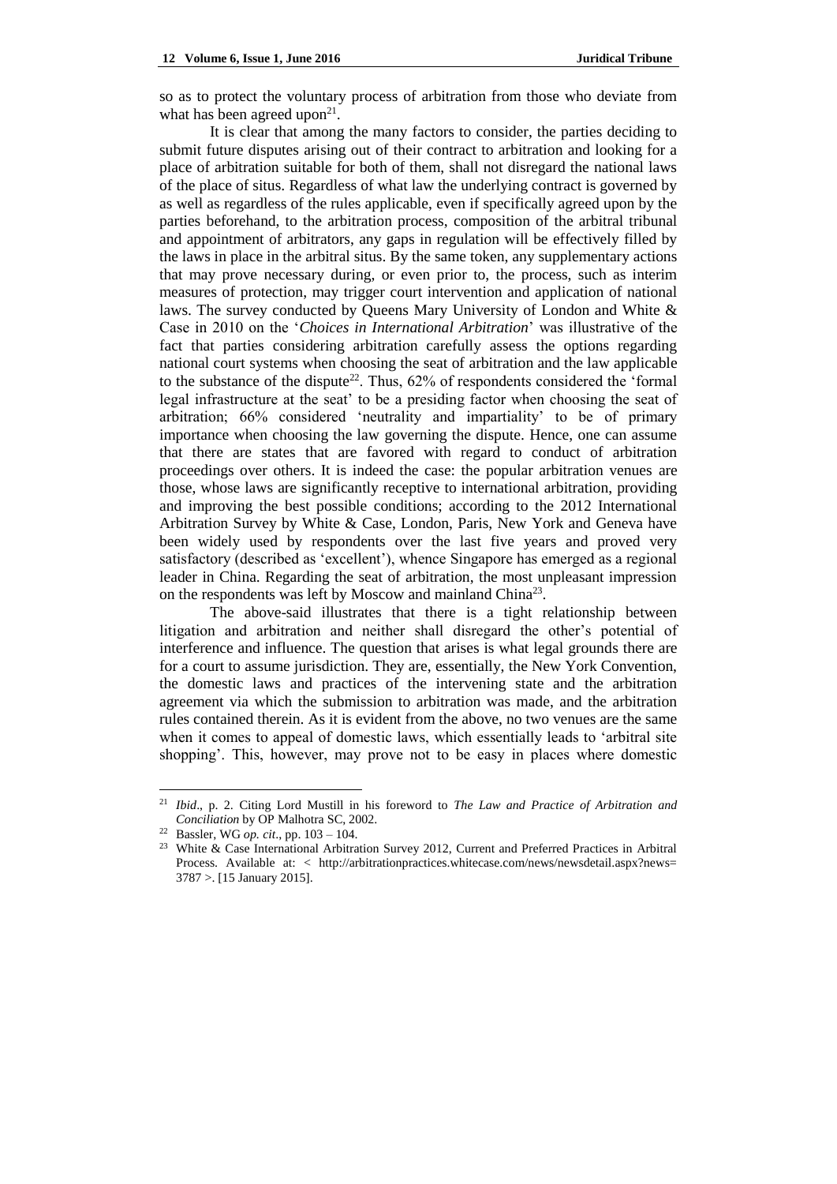so as to protect the voluntary process of arbitration from those who deviate from what has been agreed upon[21].

It is clear that among the many factors to consider, the parties deciding to submit future disputes arising out of their contract to arbitration and looking for a place of arbitration suitable for both of them, shall not disregard the national laws of the place of situs. Regardless of what law the underlying contract is governed by as well as regardless of the rules applicable, even if specifically agreed upon by the parties beforehand, to the arbitration process, composition of the arbitral tribunal and appointment of arbitrators, any gaps in regulation will be effectively filled by the laws in place in the arbitral situs. By the same token, any supplementary actions that may prove necessary during, or even prior to, the process, such as interim measures of protection, may trigger court intervention and application of national laws. The survey conducted by Queens Mary University of London and White & Case in 2010 on the '*Choices in International Arbitration*' was illustrative of the fact that parties considering arbitration carefully assess the options regarding national court systems when choosing the seat of arbitration and the law applicable to the substance of the dispute[22]. Thus, 62% of respondents considered the 'formal legal infrastructure at the seat' to be a presiding factor when choosing the seat of arbitration; 66% considered 'neutrality and impartiality' to be of primary importance when choosing the law governing the dispute. Hence, one can assume that there are states that are favored with regard to conduct of arbitration proceedings over others. It is indeed the case: the popular arbitration venues are those, whose laws are significantly receptive to international arbitration, providing and improving the best possible conditions; according to the 2012 International Arbitration Survey by White & Case, London, Paris, New York and Geneva have been widely used by respondents over the last five years and proved very satisfactory (described as 'excellent'), whence Singapore has emerged as a regional leader in China. Regarding the seat of arbitration, the most unpleasant impression on the respondents was left by Moscow and mainland China[23].

The above-said illustrates that there is a tight relationship between litigation and arbitration and neither shall disregard the other's potential of interference and influence. The question that arises is what legal grounds there are for a court to assume jurisdiction. They are, essentially, the New York Convention, the domestic laws and practices of the intervening state and the arbitration agreement via which the submission to arbitration was made, and the arbitration rules contained therein. As it is evident from the above, no two venues are the same when it comes to appeal of domestic laws, which essentially leads to 'arbitral site shopping'. This, however, may prove not to be easy in places where domestic

---

[21] *Ibid*., p. 2. Citing Lord Mustill in his foreword to *The Law and Practice of Arbitration and Conciliation* by OP Malhotra SC, 2002.

[22] Bassler, WG *op. cit*., pp. 103 – 104.

[23] White & Case International Arbitration Survey 2012, Current and Preferred Practices in Arbitral Process. Available at: < http://arbitrationpractices.whitecase.com/news/newsdetail.aspx?news=3787 >. [15 January 2015].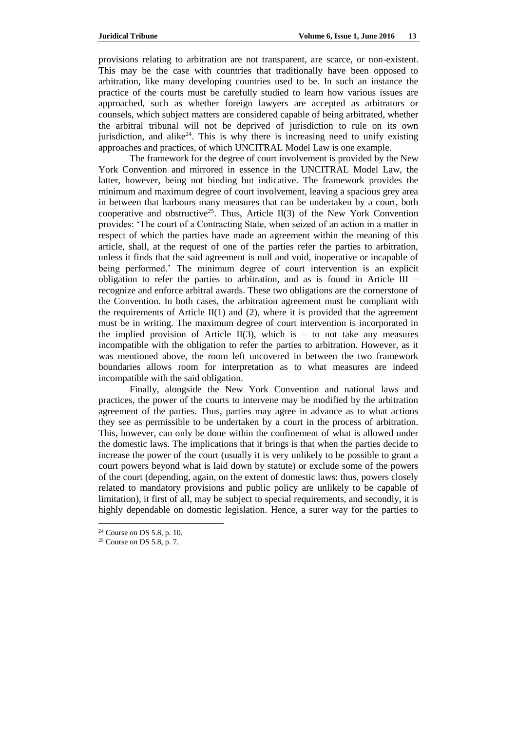provisions relating to arbitration are not transparent, are scarce, or non-existent. This may be the case with countries that traditionally have been opposed to arbitration, like many developing countries used to be. In such an instance the practice of the courts must be carefully studied to learn how various issues are approached, such as whether foreign lawyers are accepted as arbitrators or counsels, which subject matters are considered capable of being arbitrated, whether the arbitral tribunal will not be deprived of jurisdiction to rule on its own jurisdiction, and alike[24]. This is why there is increasing need to unify existing approaches and practices, of which UNCITRAL Model Law is one example.

The framework for the degree of court involvement is provided by the New York Convention and mirrored in essence in the UNCITRAL Model Law, the latter, however, being not binding but indicative. The framework provides the minimum and maximum degree of court involvement, leaving a spacious grey area in between that harbours many measures that can be undertaken by a court, both cooperative and obstructive[25]. Thus, Article II(3) of the New York Convention provides: 'The court of a Contracting State, when seized of an action in a matter in respect of which the parties have made an agreement within the meaning of this article, shall, at the request of one of the parties refer the parties to arbitration, unless it finds that the said agreement is null and void, inoperative or incapable of being performed.' The minimum degree of court intervention is an explicit obligation to refer the parties to arbitration, and as is found in Article III – recognize and enforce arbitral awards. These two obligations are the cornerstone of the Convention. In both cases, the arbitration agreement must be compliant with the requirements of Article II(1) and (2), where it is provided that the agreement must be in writing. The maximum degree of court intervention is incorporated in the implied provision of Article II(3), which is – to not take any measures incompatible with the obligation to refer the parties to arbitration. However, as it was mentioned above, the room left uncovered in between the two framework boundaries allows room for interpretation as to what measures are indeed incompatible with the said obligation.

Finally, alongside the New York Convention and national laws and practices, the power of the courts to intervene may be modified by the arbitration agreement of the parties. Thus, parties may agree in advance as to what actions they see as permissible to be undertaken by a court in the process of arbitration. This, however, can only be done within the confinement of what is allowed under the domestic laws. The implications that it brings is that when the parties decide to increase the power of the court (usually it is very unlikely to be possible to grant a court powers beyond what is laid down by statute) or exclude some of the powers of the court (depending, again, on the extent of domestic laws: thus, powers closely related to mandatory provisions and public policy are unlikely to be capable of limitation), it first of all, may be subject to special requirements, and secondly, it is highly dependable on domestic legislation. Hence, a surer way for the parties to

---

[24] Course on DS 5.8, p. 10.

[25] Course on DS 5.8, p. 7.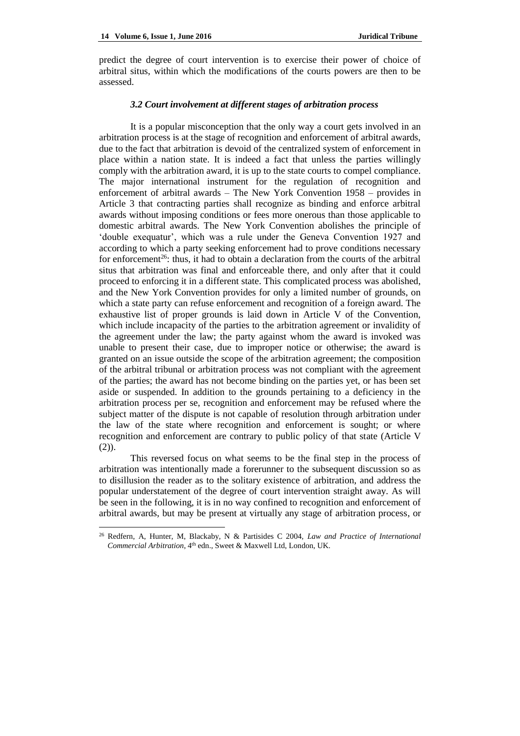predict the degree of court intervention is to exercise their power of choice of arbitral situs, within which the modifications of the courts powers are then to be assessed.

### *3.2 Court involvement at different stages of arbitration process*

It is a popular misconception that the only way a court gets involved in an arbitration process is at the stage of recognition and enforcement of arbitral awards, due to the fact that arbitration is devoid of the centralized system of enforcement in place within a nation state. It is indeed a fact that unless the parties willingly comply with the arbitration award, it is up to the state courts to compel compliance. The major international instrument for the regulation of recognition and enforcement of arbitral awards – The New York Convention 1958 – provides in Article 3 that contracting parties shall recognize as binding and enforce arbitral awards without imposing conditions or fees more onerous than those applicable to domestic arbitral awards. The New York Convention abolishes the principle of 'double exequatur', which was a rule under the Geneva Convention 1927 and according to which a party seeking enforcement had to prove conditions necessary for enforcement[26]: thus, it had to obtain a declaration from the courts of the arbitral situs that arbitration was final and enforceable there, and only after that it could proceed to enforcing it in a different state. This complicated process was abolished, and the New York Convention provides for only a limited number of grounds, on which a state party can refuse enforcement and recognition of a foreign award. The exhaustive list of proper grounds is laid down in Article V of the Convention, which include incapacity of the parties to the arbitration agreement or invalidity of the agreement under the law; the party against whom the award is invoked was unable to present their case, due to improper notice or otherwise; the award is granted on an issue outside the scope of the arbitration agreement; the composition of the arbitral tribunal or arbitration process was not compliant with the agreement of the parties; the award has not become binding on the parties yet, or has been set aside or suspended. In addition to the grounds pertaining to a deficiency in the arbitration process per se, recognition and enforcement may be refused where the subject matter of the dispute is not capable of resolution through arbitration under the law of the state where recognition and enforcement is sought; or where recognition and enforcement are contrary to public policy of that state (Article V (2)).

This reversed focus on what seems to be the final step in the process of arbitration was intentionally made a forerunner to the subsequent discussion so as to disillusion the reader as to the solitary existence of arbitration, and address the popular understatement of the degree of court intervention straight away. As will be seen in the following, it is in no way confined to recognition and enforcement of arbitral awards, but may be present at virtually any stage of arbitration process, or

[26] Redfern, A, Hunter, M, Blackaby, N & Partisides C 2004, *Law and Practice of International Commercial Arbitration*, 4th edn., Sweet & Maxwell Ltd, London, UK.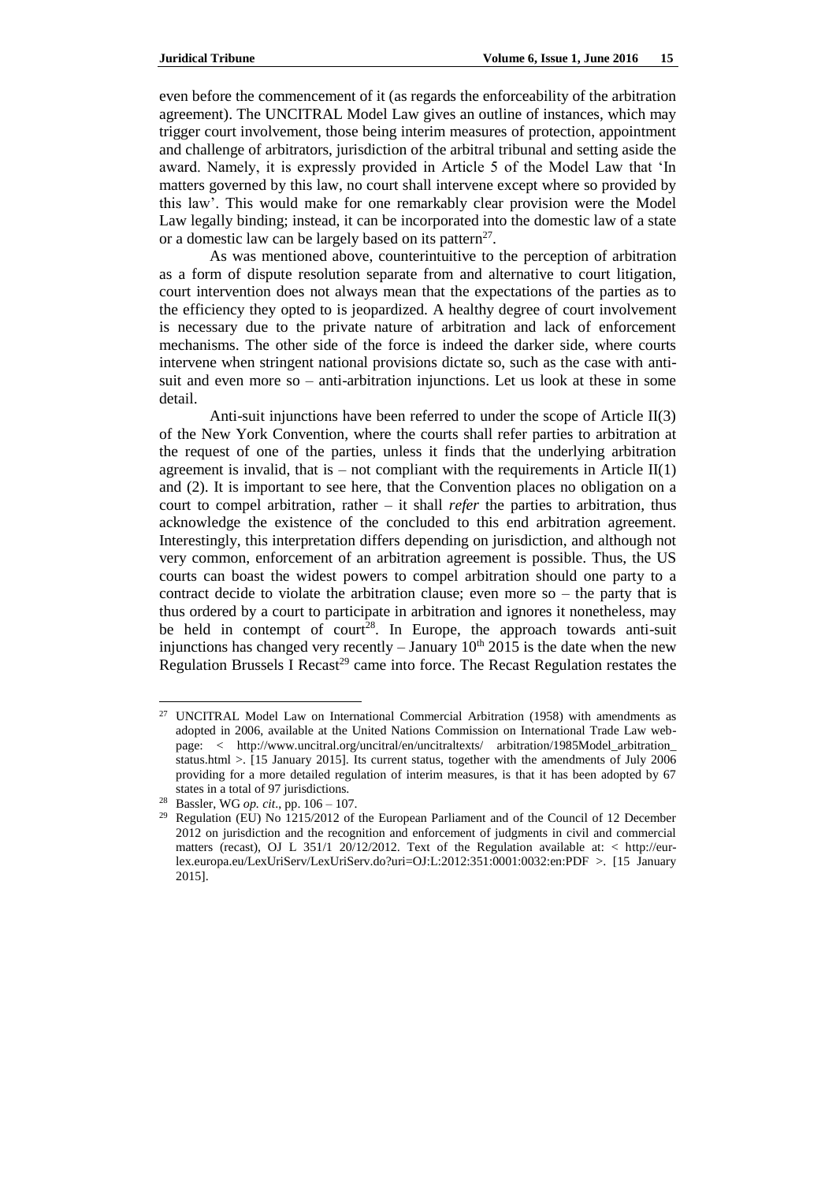even before the commencement of it (as regards the enforceability of the arbitration agreement). The UNCITRAL Model Law gives an outline of instances, which may trigger court involvement, those being interim measures of protection, appointment and challenge of arbitrators, jurisdiction of the arbitral tribunal and setting aside the award. Namely, it is expressly provided in Article 5 of the Model Law that 'In matters governed by this law, no court shall intervene except where so provided by this law'. This would make for one remarkably clear provision were the Model Law legally binding; instead, it can be incorporated into the domestic law of a state or a domestic law can be largely based on its pattern[27].

As was mentioned above, counterintuitive to the perception of arbitration as a form of dispute resolution separate from and alternative to court litigation, court intervention does not always mean that the expectations of the parties as to the efficiency they opted to is jeopardized. A healthy degree of court involvement is necessary due to the private nature of arbitration and lack of enforcement mechanisms. The other side of the force is indeed the darker side, where courts intervene when stringent national provisions dictate so, such as the case with anti-suit and even more so – anti-arbitration injunctions. Let us look at these in some detail.

Anti-suit injunctions have been referred to under the scope of Article II(3) of the New York Convention, where the courts shall refer parties to arbitration at the request of one of the parties, unless it finds that the underlying arbitration agreement is invalid, that is – not compliant with the requirements in Article II(1) and (2). It is important to see here, that the Convention places no obligation on a court to compel arbitration, rather – it shall *refer* the parties to arbitration, thus acknowledge the existence of the concluded to this end arbitration agreement. Interestingly, this interpretation differs depending on jurisdiction, and although not very common, enforcement of an arbitration agreement is possible. Thus, the US courts can boast the widest powers to compel arbitration should one party to a contract decide to violate the arbitration clause; even more so – the party that is thus ordered by a court to participate in arbitration and ignores it nonetheless, may be held in contempt of court[28]. In Europe, the approach towards anti-suit injunctions has changed very recently – January 10th 2015 is the date when the new Regulation Brussels I Recast[29] came into force. The Recast Regulation restates the

---

[27] UNCITRAL Model Law on International Commercial Arbitration (1958) with amendments as adopted in 2006, available at the United Nations Commission on International Trade Law web-page: < http://www.uncitral.org/uncitral/en/uncitraltexts/ arbitration/1985Model_arbitration_ status.html >. [15 January 2015]. Its current status, together with the amendments of July 2006 providing for a more detailed regulation of interim measures, is that it has been adopted by 67 states in a total of 97 jurisdictions.

[28] Bassler, WG *op. cit*., pp. 106 – 107.

[29] Regulation (EU) No 1215/2012 of the European Parliament and of the Council of 12 December 2012 on jurisdiction and the recognition and enforcement of judgments in civil and commercial matters (recast), OJ L 351/1 20/12/2012. Text of the Regulation available at: < http://eur-lex.europa.eu/LexUriServ/LexUriServ.do?uri=OJ:L:2012:351:0001:0032:en:PDF >. [15 January 2015].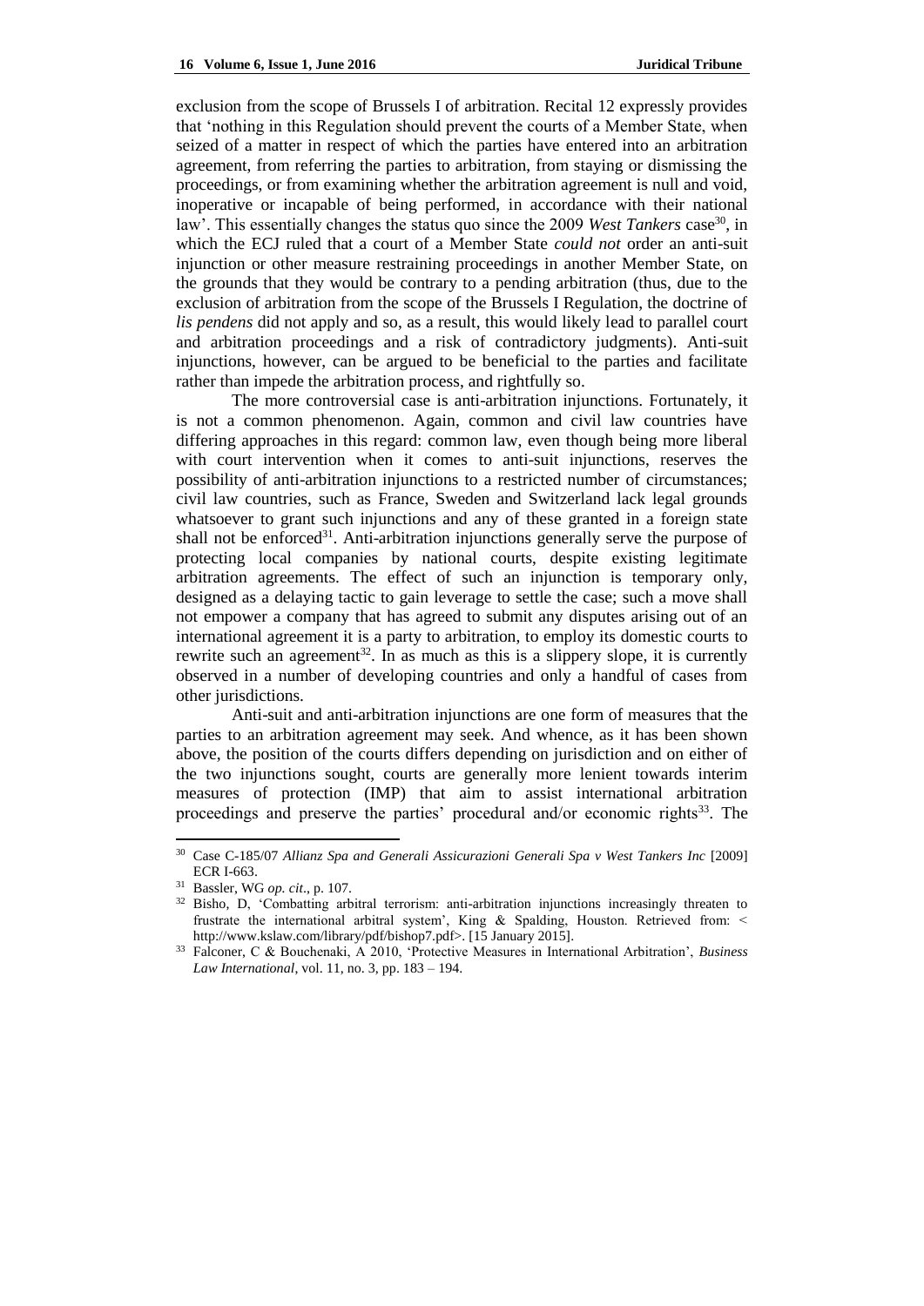exclusion from the scope of Brussels I of arbitration. Recital 12 expressly provides that 'nothing in this Regulation should prevent the courts of a Member State, when seized of a matter in respect of which the parties have entered into an arbitration agreement, from referring the parties to arbitration, from staying or dismissing the proceedings, or from examining whether the arbitration agreement is null and void, inoperative or incapable of being performed, in accordance with their national law'. This essentially changes the status quo since the 2009 *West Tankers* case[30], in which the ECJ ruled that a court of a Member State *could not* order an anti-suit injunction or other measure restraining proceedings in another Member State, on the grounds that they would be contrary to a pending arbitration (thus, due to the exclusion of arbitration from the scope of the Brussels I Regulation, the doctrine of *lis pendens* did not apply and so, as a result, this would likely lead to parallel court and arbitration proceedings and a risk of contradictory judgments). Anti-suit injunctions, however, can be argued to be beneficial to the parties and facilitate rather than impede the arbitration process, and rightfully so.

The more controversial case is anti-arbitration injunctions. Fortunately, it is not a common phenomenon. Again, common and civil law countries have differing approaches in this regard: common law, even though being more liberal with court intervention when it comes to anti-suit injunctions, reserves the possibility of anti-arbitration injunctions to a restricted number of circumstances; civil law countries, such as France, Sweden and Switzerland lack legal grounds whatsoever to grant such injunctions and any of these granted in a foreign state shall not be enforced[31]. Anti-arbitration injunctions generally serve the purpose of protecting local companies by national courts, despite existing legitimate arbitration agreements. The effect of such an injunction is temporary only, designed as a delaying tactic to gain leverage to settle the case; such a move shall not empower a company that has agreed to submit any disputes arising out of an international agreement it is a party to arbitration, to employ its domestic courts to rewrite such an agreement[32]. In as much as this is a slippery slope, it is currently observed in a number of developing countries and only a handful of cases from other jurisdictions.

Anti-suit and anti-arbitration injunctions are one form of measures that the parties to an arbitration agreement may seek. And whence, as it has been shown above, the position of the courts differs depending on jurisdiction and on either of the two injunctions sought, courts are generally more lenient towards interim measures of protection (IMP) that aim to assist international arbitration proceedings and preserve the parties' procedural and/or economic rights[33]. The

---

[30] Case C-185/07 *Allianz Spa and Generali Assicurazioni Generali Spa v West Tankers Inc* [2009] ECR I-663.

[31] Bassler, WG *op. cit*., p. 107.

[32] Bisho, D, 'Combatting arbitral terrorism: anti-arbitration injunctions increasingly threaten to frustrate the international arbitral system', King & Spalding, Houston. Retrieved from: < http://www.kslaw.com/library/pdf/bishop7.pdf>. [15 January 2015].

[33] Falconer, C & Bouchenaki, A 2010, 'Protective Measures in International Arbitration', *Business Law International*, vol. 11, no. 3, pp. 183 – 194.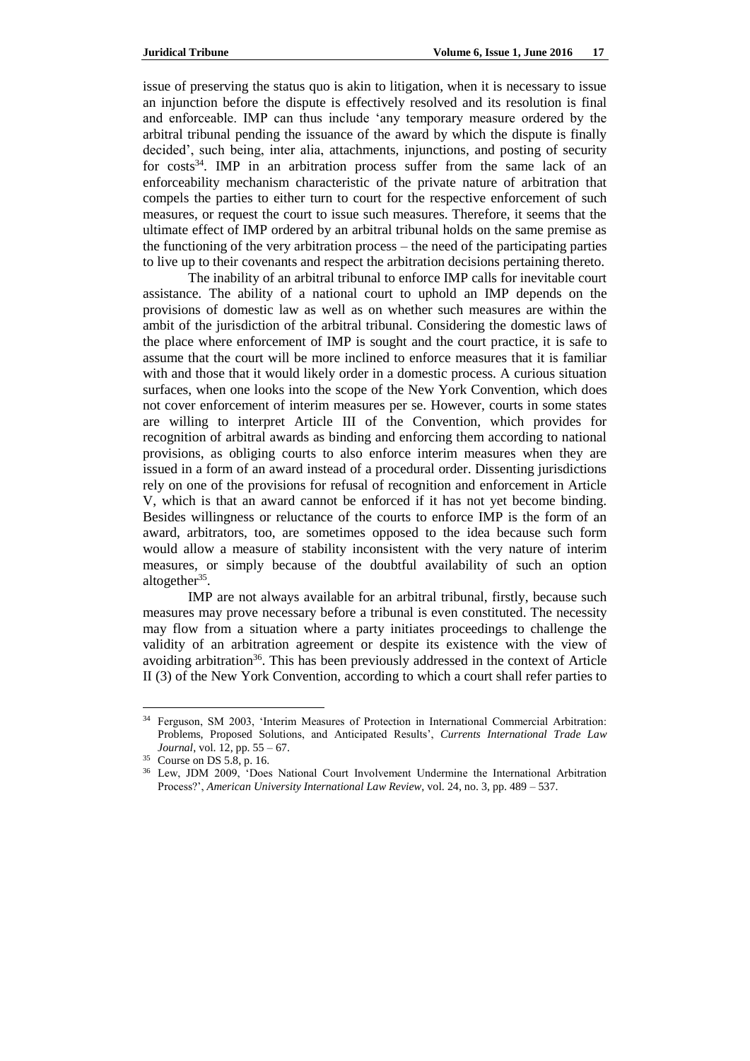issue of preserving the status quo is akin to litigation, when it is necessary to issue an injunction before the dispute is effectively resolved and its resolution is final and enforceable. IMP can thus include 'any temporary measure ordered by the arbitral tribunal pending the issuance of the award by which the dispute is finally decided', such being, inter alia, attachments, injunctions, and posting of security for costs[34]. IMP in an arbitration process suffer from the same lack of an enforceability mechanism characteristic of the private nature of arbitration that compels the parties to either turn to court for the respective enforcement of such measures, or request the court to issue such measures. Therefore, it seems that the ultimate effect of IMP ordered by an arbitral tribunal holds on the same premise as the functioning of the very arbitration process – the need of the participating parties to live up to their covenants and respect the arbitration decisions pertaining thereto.

The inability of an arbitral tribunal to enforce IMP calls for inevitable court assistance. The ability of a national court to uphold an IMP depends on the provisions of domestic law as well as on whether such measures are within the ambit of the jurisdiction of the arbitral tribunal. Considering the domestic laws of the place where enforcement of IMP is sought and the court practice, it is safe to assume that the court will be more inclined to enforce measures that it is familiar with and those that it would likely order in a domestic process. A curious situation surfaces, when one looks into the scope of the New York Convention, which does not cover enforcement of interim measures per se. However, courts in some states are willing to interpret Article III of the Convention, which provides for recognition of arbitral awards as binding and enforcing them according to national provisions, as obliging courts to also enforce interim measures when they are issued in a form of an award instead of a procedural order. Dissenting jurisdictions rely on one of the provisions for refusal of recognition and enforcement in Article V, which is that an award cannot be enforced if it has not yet become binding. Besides willingness or reluctance of the courts to enforce IMP is the form of an award, arbitrators, too, are sometimes opposed to the idea because such form would allow a measure of stability inconsistent with the very nature of interim measures, or simply because of the doubtful availability of such an option altogether[35].

IMP are not always available for an arbitral tribunal, firstly, because such measures may prove necessary before a tribunal is even constituted. The necessity may flow from a situation where a party initiates proceedings to challenge the validity of an arbitration agreement or despite its existence with the view of avoiding arbitration[36]. This has been previously addressed in the context of Article II (3) of the New York Convention, according to which a court shall refer parties to

---

[34] Ferguson, SM 2003, 'Interim Measures of Protection in International Commercial Arbitration: Problems, Proposed Solutions, and Anticipated Results', *Currents International Trade Law Journal*, vol. 12, pp. 55 – 67.

[35] Course on DS 5.8, p. 16.

[36] Lew, JDM 2009, 'Does National Court Involvement Undermine the International Arbitration Process?', *American University International Law Review*, vol. 24, no. 3, pp. 489 – 537.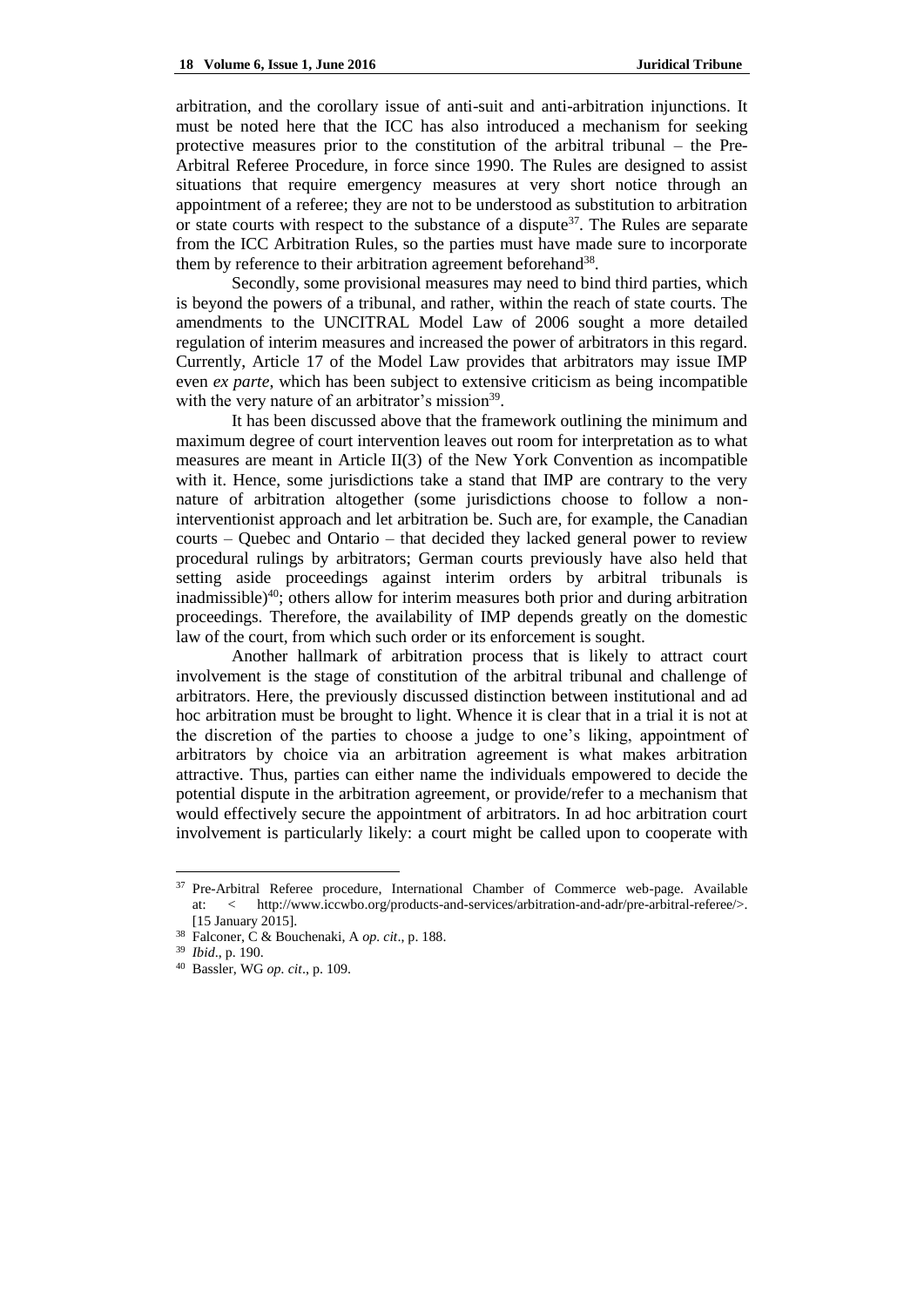arbitration, and the corollary issue of anti-suit and anti-arbitration injunctions. It must be noted here that the ICC has also introduced a mechanism for seeking protective measures prior to the constitution of the arbitral tribunal – the Pre-Arbitral Referee Procedure, in force since 1990. The Rules are designed to assist situations that require emergency measures at very short notice through an appointment of a referee; they are not to be understood as substitution to arbitration or state courts with respect to the substance of a dispute[37]. The Rules are separate from the ICC Arbitration Rules, so the parties must have made sure to incorporate them by reference to their arbitration agreement beforehand[38].

Secondly, some provisional measures may need to bind third parties, which is beyond the powers of a tribunal, and rather, within the reach of state courts. The amendments to the UNCITRAL Model Law of 2006 sought a more detailed regulation of interim measures and increased the power of arbitrators in this regard. Currently, Article 17 of the Model Law provides that arbitrators may issue IMP even *ex parte*, which has been subject to extensive criticism as being incompatible with the very nature of an arbitrator's mission[39].

It has been discussed above that the framework outlining the minimum and maximum degree of court intervention leaves out room for interpretation as to what measures are meant in Article II(3) of the New York Convention as incompatible with it. Hence, some jurisdictions take a stand that IMP are contrary to the very nature of arbitration altogether (some jurisdictions choose to follow a non-interventionist approach and let arbitration be. Such are, for example, the Canadian courts – Quebec and Ontario – that decided they lacked general power to review procedural rulings by arbitrators; German courts previously have also held that setting aside proceedings against interim orders by arbitral tribunals is inadmissible)[40]; others allow for interim measures both prior and during arbitration proceedings. Therefore, the availability of IMP depends greatly on the domestic law of the court, from which such order or its enforcement is sought.

Another hallmark of arbitration process that is likely to attract court involvement is the stage of constitution of the arbitral tribunal and challenge of arbitrators. Here, the previously discussed distinction between institutional and ad hoc arbitration must be brought to light. Whence it is clear that in a trial it is not at the discretion of the parties to choose a judge to one's liking, appointment of arbitrators by choice via an arbitration agreement is what makes arbitration attractive. Thus, parties can either name the individuals empowered to decide the potential dispute in the arbitration agreement, or provide/refer to a mechanism that would effectively secure the appointment of arbitrators. In ad hoc arbitration court involvement is particularly likely: a court might be called upon to cooperate with

---

[37] Pre-Arbitral Referee procedure, International Chamber of Commerce web-page. Available at: < http://www.iccwbo.org/products-and-services/arbitration-and-adr/pre-arbitral-referee/>. [15 January 2015].

[38] Falconer, C & Bouchenaki, A *op. cit*., p. 188.

[39] *Ibid*., p. 190.

[40] Bassler, WG *op. cit*., p. 109.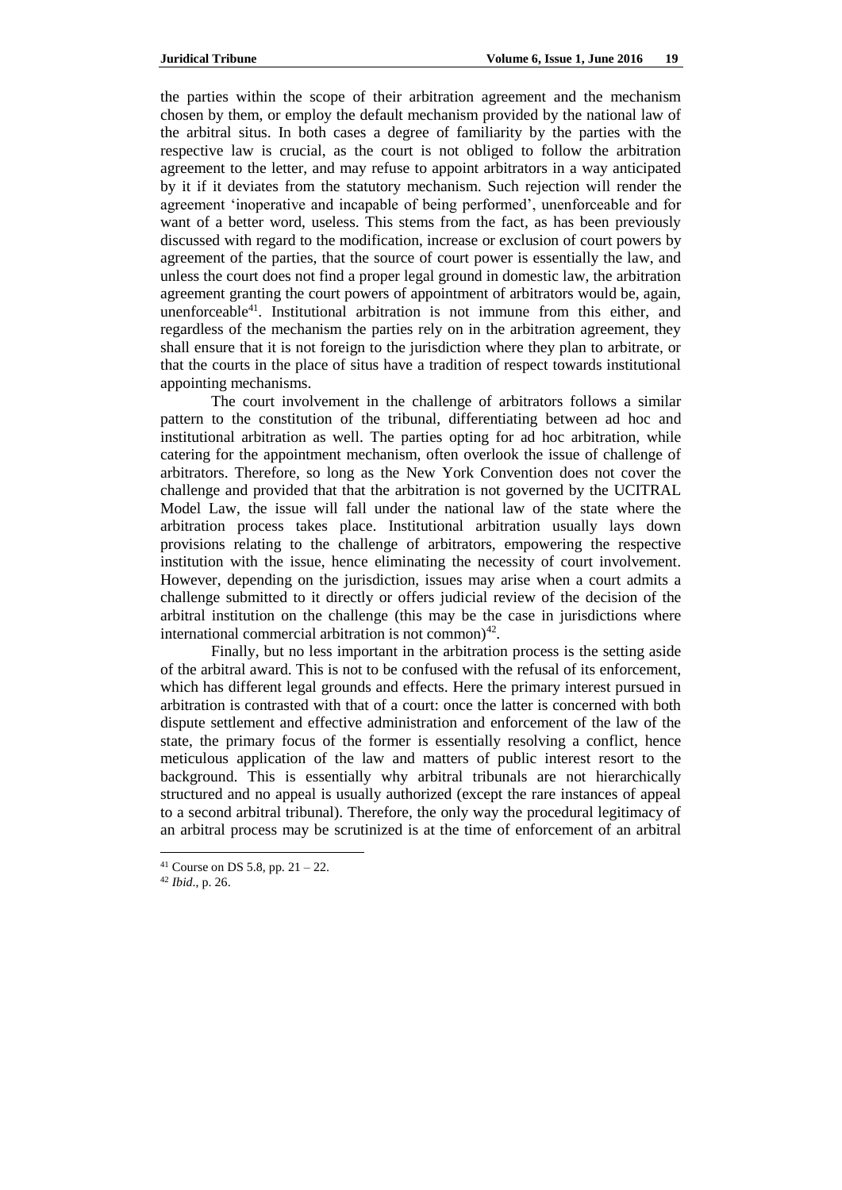the parties within the scope of their arbitration agreement and the mechanism chosen by them, or employ the default mechanism provided by the national law of the arbitral situs. In both cases a degree of familiarity by the parties with the respective law is crucial, as the court is not obliged to follow the arbitration agreement to the letter, and may refuse to appoint arbitrators in a way anticipated by it if it deviates from the statutory mechanism. Such rejection will render the agreement 'inoperative and incapable of being performed', unenforceable and for want of a better word, useless. This stems from the fact, as has been previously discussed with regard to the modification, increase or exclusion of court powers by agreement of the parties, that the source of court power is essentially the law, and unless the court does not find a proper legal ground in domestic law, the arbitration agreement granting the court powers of appointment of arbitrators would be, again, unenforceable[41]. Institutional arbitration is not immune from this either, and regardless of the mechanism the parties rely on in the arbitration agreement, they shall ensure that it is not foreign to the jurisdiction where they plan to arbitrate, or that the courts in the place of situs have a tradition of respect towards institutional appointing mechanisms.

The court involvement in the challenge of arbitrators follows a similar pattern to the constitution of the tribunal, differentiating between ad hoc and institutional arbitration as well. The parties opting for ad hoc arbitration, while catering for the appointment mechanism, often overlook the issue of challenge of arbitrators. Therefore, so long as the New York Convention does not cover the challenge and provided that that the arbitration is not governed by the UCITRAL Model Law, the issue will fall under the national law of the state where the arbitration process takes place. Institutional arbitration usually lays down provisions relating to the challenge of arbitrators, empowering the respective institution with the issue, hence eliminating the necessity of court involvement. However, depending on the jurisdiction, issues may arise when a court admits a challenge submitted to it directly or offers judicial review of the decision of the arbitral institution on the challenge (this may be the case in jurisdictions where international commercial arbitration is not common)[42].

Finally, but no less important in the arbitration process is the setting aside of the arbitral award. This is not to be confused with the refusal of its enforcement, which has different legal grounds and effects. Here the primary interest pursued in arbitration is contrasted with that of a court: once the latter is concerned with both dispute settlement and effective administration and enforcement of the law of the state, the primary focus of the former is essentially resolving a conflict, hence meticulous application of the law and matters of public interest resort to the background. This is essentially why arbitral tribunals are not hierarchically structured and no appeal is usually authorized (except the rare instances of appeal to a second arbitral tribunal). Therefore, the only way the procedural legitimacy of an arbitral process may be scrutinized is at the time of enforcement of an arbitral

---

[41] Course on DS 5.8, pp. 21 – 22.

[42] *Ibid.*, p. 26.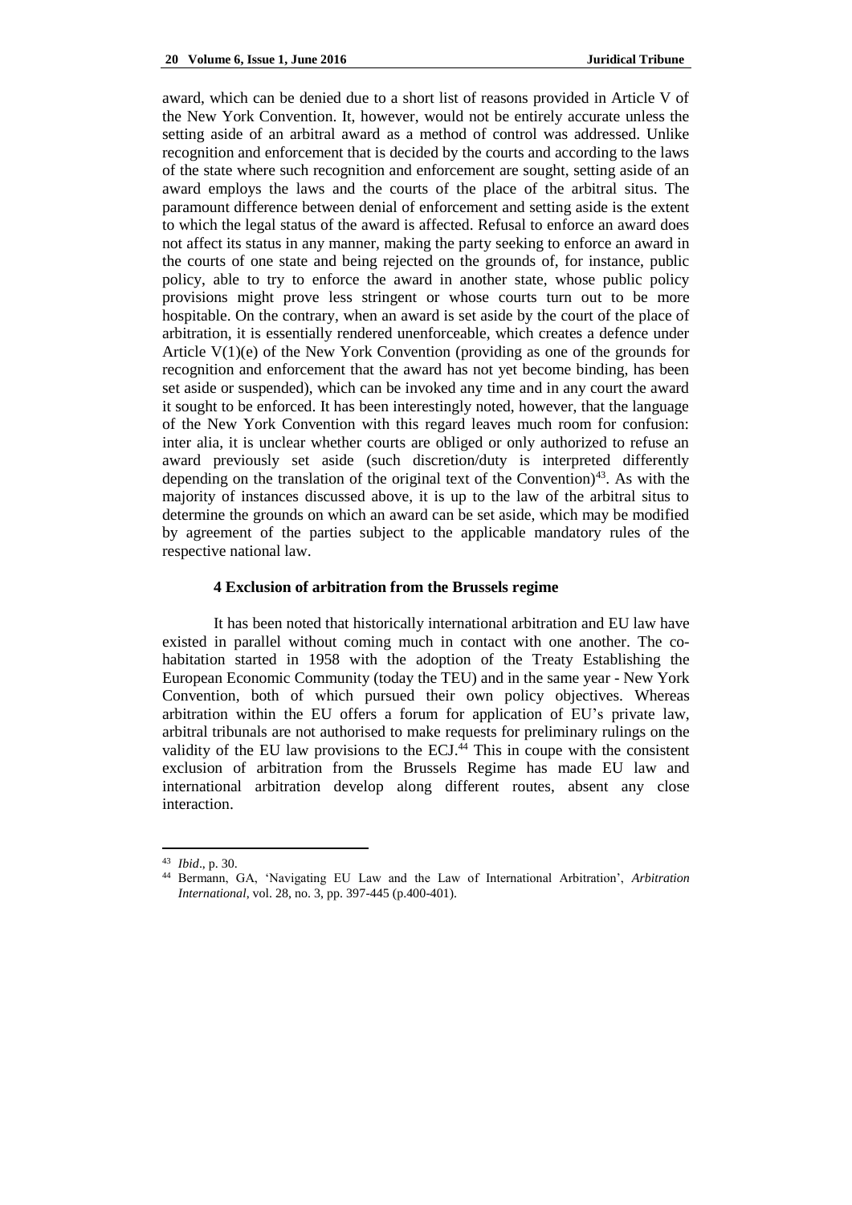award, which can be denied due to a short list of reasons provided in Article V of the New York Convention. It, however, would not be entirely accurate unless the setting aside of an arbitral award as a method of control was addressed. Unlike recognition and enforcement that is decided by the courts and according to the laws of the state where such recognition and enforcement are sought, setting aside of an award employs the laws and the courts of the place of the arbitral situs. The paramount difference between denial of enforcement and setting aside is the extent to which the legal status of the award is affected. Refusal to enforce an award does not affect its status in any manner, making the party seeking to enforce an award in the courts of one state and being rejected on the grounds of, for instance, public policy, able to try to enforce the award in another state, whose public policy provisions might prove less stringent or whose courts turn out to be more hospitable. On the contrary, when an award is set aside by the court of the place of arbitration, it is essentially rendered unenforceable, which creates a defence under Article V(1)(e) of the New York Convention (providing as one of the grounds for recognition and enforcement that the award has not yet become binding, has been set aside or suspended), which can be invoked any time and in any court the award it sought to be enforced. It has been interestingly noted, however, that the language of the New York Convention with this regard leaves much room for confusion: inter alia, it is unclear whether courts are obliged or only authorized to refuse an award previously set aside (such discretion/duty is interpreted differently depending on the translation of the original text of the Convention)[43]. As with the majority of instances discussed above, it is up to the law of the arbitral situs to determine the grounds on which an award can be set aside, which may be modified by agreement of the parties subject to the applicable mandatory rules of the respective national law.

### 4 Exclusion of arbitration from the Brussels regime

It has been noted that historically international arbitration and EU law have existed in parallel without coming much in contact with one another. The co-habitation started in 1958 with the adoption of the Treaty Establishing the European Economic Community (today the TEU) and in the same year - New York Convention, both of which pursued their own policy objectives. Whereas arbitration within the EU offers a forum for application of EU's private law, arbitral tribunals are not authorised to make requests for preliminary rulings on the validity of the EU law provisions to the ECJ.[44] This in coupe with the consistent exclusion of arbitration from the Brussels Regime has made EU law and international arbitration develop along different routes, absent any close interaction.

---

[43] *Ibid*., p. 30.

[44] Bermann, GA, 'Navigating EU Law and the Law of International Arbitration', *Arbitration International*, vol. 28, no. 3, pp. 397-445 (p.400-401).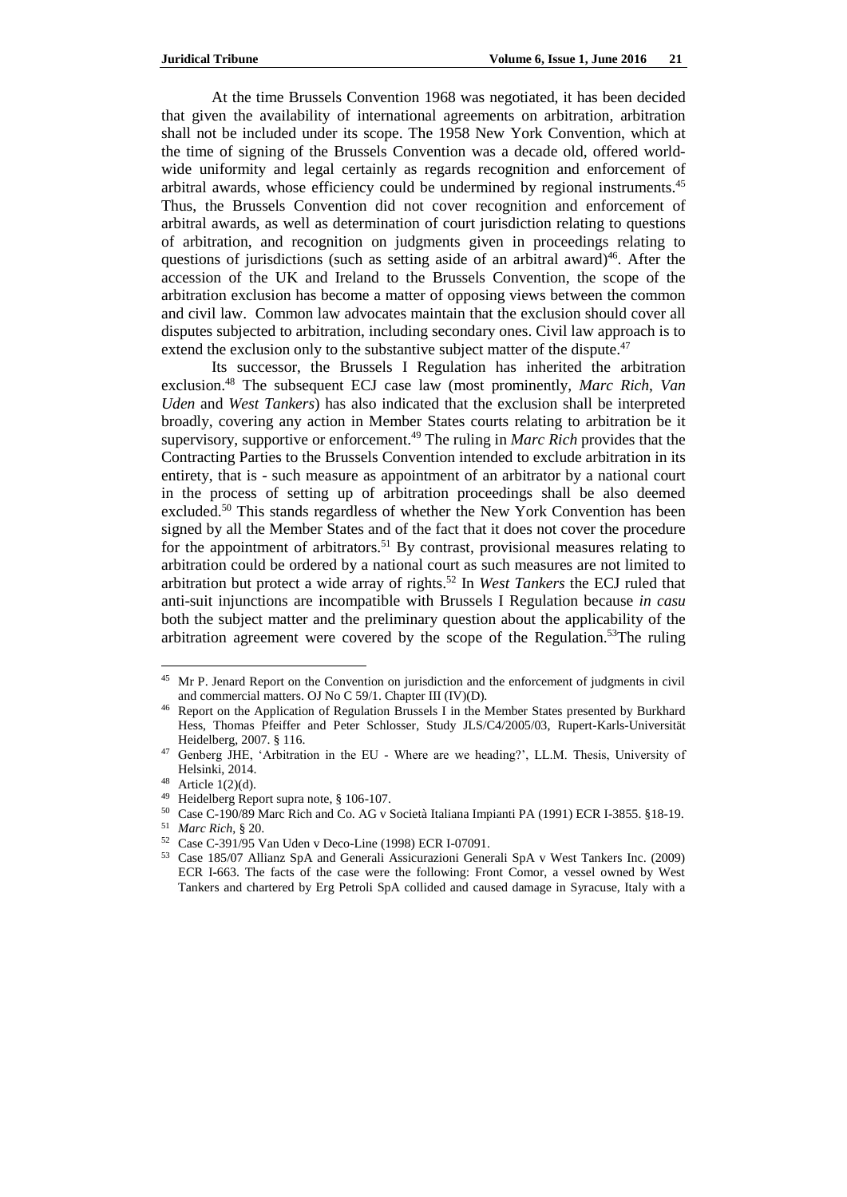At the time Brussels Convention 1968 was negotiated, it has been decided that given the availability of international agreements on arbitration, arbitration shall not be included under its scope. The 1958 New York Convention, which at the time of signing of the Brussels Convention was a decade old, offered world-wide uniformity and legal certainly as regards recognition and enforcement of arbitral awards, whose efficiency could be undermined by regional instruments.[45] Thus, the Brussels Convention did not cover recognition and enforcement of arbitral awards, as well as determination of court jurisdiction relating to questions of arbitration, and recognition on judgments given in proceedings relating to questions of jurisdictions (such as setting aside of an arbitral award)[46]. After the accession of the UK and Ireland to the Brussels Convention, the scope of the arbitration exclusion has become a matter of opposing views between the common and civil law. Common law advocates maintain that the exclusion should cover all disputes subjected to arbitration, including secondary ones. Civil law approach is to extend the exclusion only to the substantive subject matter of the dispute.[47]

Its successor, the Brussels I Regulation has inherited the arbitration exclusion.[48] The subsequent ECJ case law (most prominently, *Marc Rich*, *Van Uden* and *West Tankers*) has also indicated that the exclusion shall be interpreted broadly, covering any action in Member States courts relating to arbitration be it supervisory, supportive or enforcement.[49] The ruling in *Marc Rich* provides that the Contracting Parties to the Brussels Convention intended to exclude arbitration in its entirety, that is - such measure as appointment of an arbitrator by a national court in the process of setting up of arbitration proceedings shall be also deemed excluded.[50] This stands regardless of whether the New York Convention has been signed by all the Member States and of the fact that it does not cover the procedure for the appointment of arbitrators.[51] By contrast, provisional measures relating to arbitration could be ordered by a national court as such measures are not limited to arbitration but protect a wide array of rights.[52] In *West Tankers* the ECJ ruled that anti-suit injunctions are incompatible with Brussels I Regulation because *in casu* both the subject matter and the preliminary question about the applicability of the arbitration agreement were covered by the scope of the Regulation.[53]The ruling

---

[45] Mr P. Jenard Report on the Convention on jurisdiction and the enforcement of judgments in civil and commercial matters. OJ No C 59/1. Chapter III (IV)(D).

[46] Report on the Application of Regulation Brussels I in the Member States presented by Burkhard Hess, Thomas Pfeiffer and Peter Schlosser, Study JLS/C4/2005/03, Rupert-Karls-Universität Heidelberg, 2007. § 116.

[47] Genberg JHE, 'Arbitration in the EU - Where are we heading?', LL.M. Thesis, University of Helsinki, 2014.

[48] Article 1(2)(d).

[49] Heidelberg Report supra note, § 106-107.

[50] Case C-190/89 Marc Rich and Co. AG v Società Italiana Impianti PA (1991) ECR I-3855. §18-19.

[51] *Marc Rich*, § 20.

[52] Case C-391/95 Van Uden v Deco-Line (1998) ECR I-07091.

[53] Case 185/07 Allianz SpA and Generali Assicurazioni Generali SpA v West Tankers Inc. (2009) ECR I-663. The facts of the case were the following: Front Comor, a vessel owned by West Tankers and chartered by Erg Petroli SpA collided and caused damage in Syracuse, Italy with a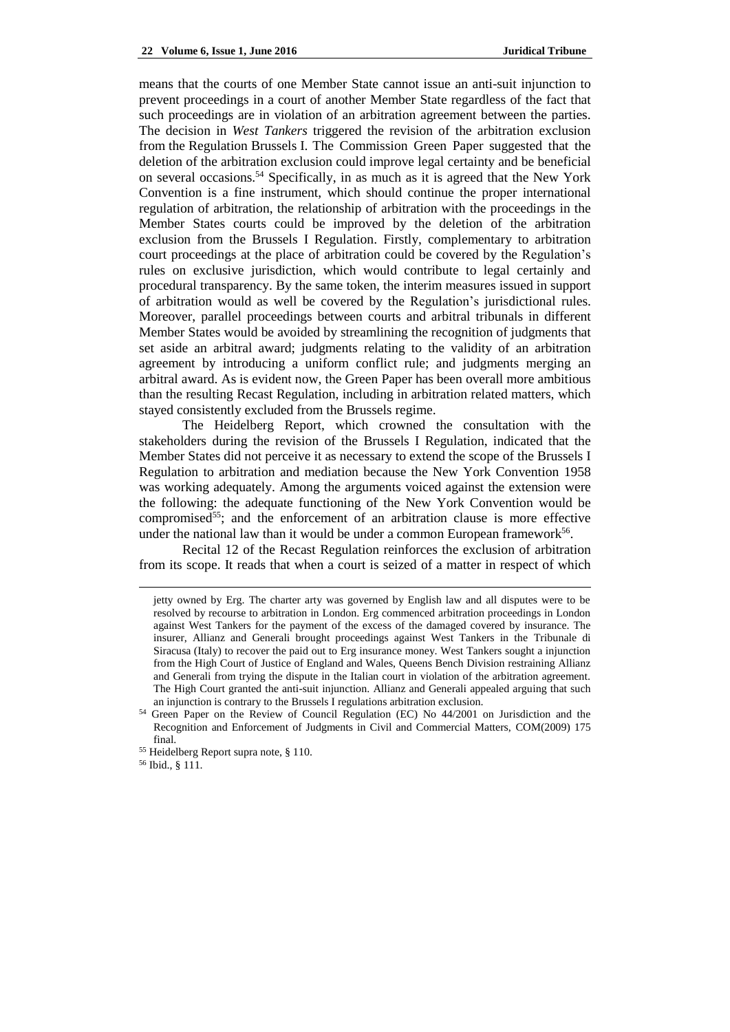means that the courts of one Member State cannot issue an anti-suit injunction to prevent proceedings in a court of another Member State regardless of the fact that such proceedings are in violation of an arbitration agreement between the parties. The decision in *West Tankers* triggered the revision of the arbitration exclusion from the Regulation Brussels I. The Commission Green Paper suggested that the deletion of the arbitration exclusion could improve legal certainty and be beneficial on several occasions.[54] Specifically, in as much as it is agreed that the New York Convention is a fine instrument, which should continue the proper international regulation of arbitration, the relationship of arbitration with the proceedings in the Member States courts could be improved by the deletion of the arbitration exclusion from the Brussels I Regulation. Firstly, complementary to arbitration court proceedings at the place of arbitration could be covered by the Regulation's rules on exclusive jurisdiction, which would contribute to legal certainly and procedural transparency. By the same token, the interim measures issued in support of arbitration would as well be covered by the Regulation's jurisdictional rules. Moreover, parallel proceedings between courts and arbitral tribunals in different Member States would be avoided by streamlining the recognition of judgments that set aside an arbitral award; judgments relating to the validity of an arbitration agreement by introducing a uniform conflict rule; and judgments merging an arbitral award. As is evident now, the Green Paper has been overall more ambitious than the resulting Recast Regulation, including in arbitration related matters, which stayed consistently excluded from the Brussels regime.

The Heidelberg Report, which crowned the consultation with the stakeholders during the revision of the Brussels I Regulation, indicated that the Member States did not perceive it as necessary to extend the scope of the Brussels I Regulation to arbitration and mediation because the New York Convention 1958 was working adequately. Among the arguments voiced against the extension were the following: the adequate functioning of the New York Convention would be compromised[55]; and the enforcement of an arbitration clause is more effective under the national law than it would be under a common European framework[56].

Recital 12 of the Recast Regulation reinforces the exclusion of arbitration from its scope. It reads that when a court is seized of a matter in respect of which

---

jetty owned by Erg. The charter arty was governed by English law and all disputes were to be resolved by recourse to arbitration in London. Erg commenced arbitration proceedings in London against West Tankers for the payment of the excess of the damaged covered by insurance. The insurer, Allianz and Generali brought proceedings against West Tankers in the Tribunale di Siracusa (Italy) to recover the paid out to Erg insurance money. West Tankers sought a injunction from the High Court of Justice of England and Wales, Queens Bench Division restraining Allianz and Generali from trying the dispute in the Italian court in violation of the arbitration agreement. The High Court granted the anti-suit injunction. Allianz and Generali appealed arguing that such an injunction is contrary to the Brussels I regulations arbitration exclusion.

[54] Green Paper on the Review of Council Regulation (EC) No 44/2001 on Jurisdiction and the Recognition and Enforcement of Judgments in Civil and Commercial Matters, COM(2009) 175 final.

[55] Heidelberg Report supra note, § 110.

[56] Ibid., § 111.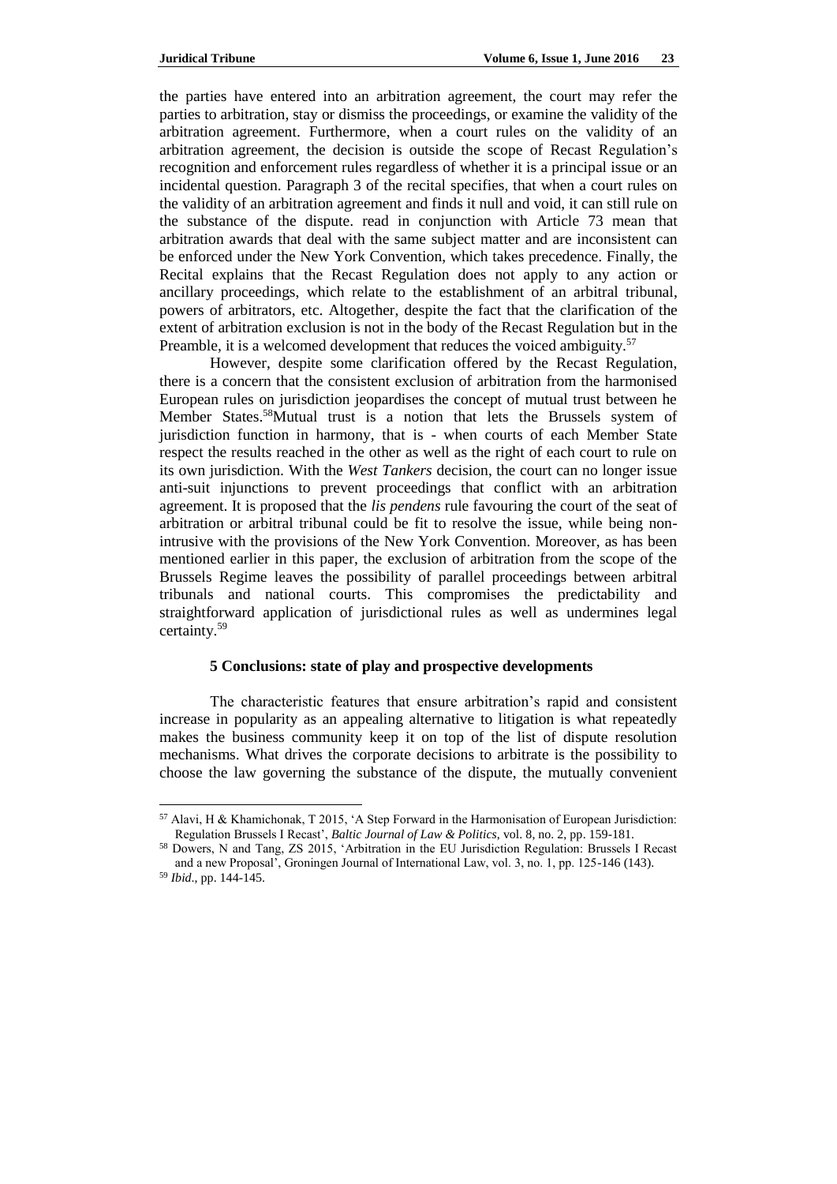the parties have entered into an arbitration agreement, the court may refer the parties to arbitration, stay or dismiss the proceedings, or examine the validity of the arbitration agreement. Furthermore, when a court rules on the validity of an arbitration agreement, the decision is outside the scope of Recast Regulation's recognition and enforcement rules regardless of whether it is a principal issue or an incidental question. Paragraph 3 of the recital specifies, that when a court rules on the validity of an arbitration agreement and finds it null and void, it can still rule on the substance of the dispute. read in conjunction with Article 73 mean that arbitration awards that deal with the same subject matter and are inconsistent can be enforced under the New York Convention, which takes precedence. Finally, the Recital explains that the Recast Regulation does not apply to any action or ancillary proceedings, which relate to the establishment of an arbitral tribunal, powers of arbitrators, etc. Altogether, despite the fact that the clarification of the extent of arbitration exclusion is not in the body of the Recast Regulation but in the Preamble, it is a welcomed development that reduces the voiced ambiguity.[57]

However, despite some clarification offered by the Recast Regulation, there is a concern that the consistent exclusion of arbitration from the harmonised European rules on jurisdiction jeopardises the concept of mutual trust between he Member States.[58]Mutual trust is a notion that lets the Brussels system of jurisdiction function in harmony, that is - when courts of each Member State respect the results reached in the other as well as the right of each court to rule on its own jurisdiction. With the *West Tankers* decision, the court can no longer issue anti-suit injunctions to prevent proceedings that conflict with an arbitration agreement. It is proposed that the *lis pendens* rule favouring the court of the seat of arbitration or arbitral tribunal could be fit to resolve the issue, while being non-intrusive with the provisions of the New York Convention. Moreover, as has been mentioned earlier in this paper, the exclusion of arbitration from the scope of the Brussels Regime leaves the possibility of parallel proceedings between arbitral tribunals and national courts. This compromises the predictability and straightforward application of jurisdictional rules as well as undermines legal certainty.[59]

## 5 Conclusions: state of play and prospective developments

The characteristic features that ensure arbitration's rapid and consistent increase in popularity as an appealing alternative to litigation is what repeatedly makes the business community keep it on top of the list of dispute resolution mechanisms. What drives the corporate decisions to arbitrate is the possibility to choose the law governing the substance of the dispute, the mutually convenient

---

[57] Alavi, H & Khamichonak, T 2015, 'A Step Forward in the Harmonisation of European Jurisdiction: Regulation Brussels I Recast', *Baltic Journal of Law & Politics*, vol. 8, no. 2, pp. 159-181.

[58] Dowers, N and Tang, ZS 2015, 'Arbitration in the EU Jurisdiction Regulation: Brussels I Recast and a new Proposal', Groningen Journal of International Law, vol. 3, no. 1, pp. 125-146 (143).

[59] *Ibid.*, pp. 144-145.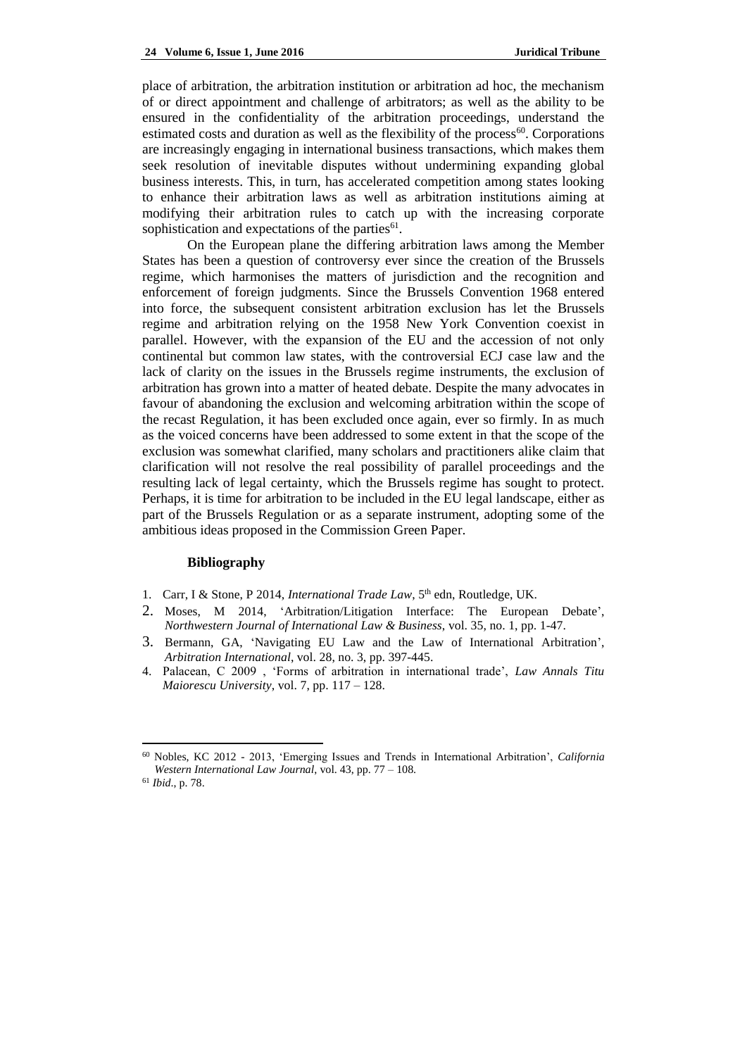place of arbitration, the arbitration institution or arbitration ad hoc, the mechanism of or direct appointment and challenge of arbitrators; as well as the ability to be ensured in the confidentiality of the arbitration proceedings, understand the estimated costs and duration as well as the flexibility of the process[60]. Corporations are increasingly engaging in international business transactions, which makes them seek resolution of inevitable disputes without undermining expanding global business interests. This, in turn, has accelerated competition among states looking to enhance their arbitration laws as well as arbitration institutions aiming at modifying their arbitration rules to catch up with the increasing corporate sophistication and expectations of the parties[61].

On the European plane the differing arbitration laws among the Member States has been a question of controversy ever since the creation of the Brussels regime, which harmonises the matters of jurisdiction and the recognition and enforcement of foreign judgments. Since the Brussels Convention 1968 entered into force, the subsequent consistent arbitration exclusion has let the Brussels regime and arbitration relying on the 1958 New York Convention coexist in parallel. However, with the expansion of the EU and the accession of not only continental but common law states, with the controversial ECJ case law and the lack of clarity on the issues in the Brussels regime instruments, the exclusion of arbitration has grown into a matter of heated debate. Despite the many advocates in favour of abandoning the exclusion and welcoming arbitration within the scope of the recast Regulation, it has been excluded once again, ever so firmly. In as much as the voiced concerns have been addressed to some extent in that the scope of the exclusion was somewhat clarified, many scholars and practitioners alike claim that clarification will not resolve the real possibility of parallel proceedings and the resulting lack of legal certainty, which the Brussels regime has sought to protect. Perhaps, it is time for arbitration to be included in the EU legal landscape, either as part of the Brussels Regulation or as a separate instrument, adopting some of the ambitious ideas proposed in the Commission Green Paper.

## Bibliography

1. Carr, I & Stone, P 2014, *International Trade Law*, 5th edn, Routledge, UK.
2. Moses, M 2014, 'Arbitration/Litigation Interface: The European Debate', *Northwestern Journal of International Law & Business*, vol. 35, no. 1, pp. 1-47.
3. Bermann, GA, 'Navigating EU Law and the Law of International Arbitration', *Arbitration International*, vol. 28, no. 3, pp. 397-445.
4. Palacean, C 2009 , 'Forms of arbitration in international trade', *Law Annals Titu Maiorescu University*, vol. 7, pp. 117 – 128.

---

[60] Nobles, KC 2012 - 2013, 'Emerging Issues and Trends in International Arbitration', *California Western International Law Journal*, vol. 43, pp. 77 – 108.

[61] *Ibid.*, p. 78.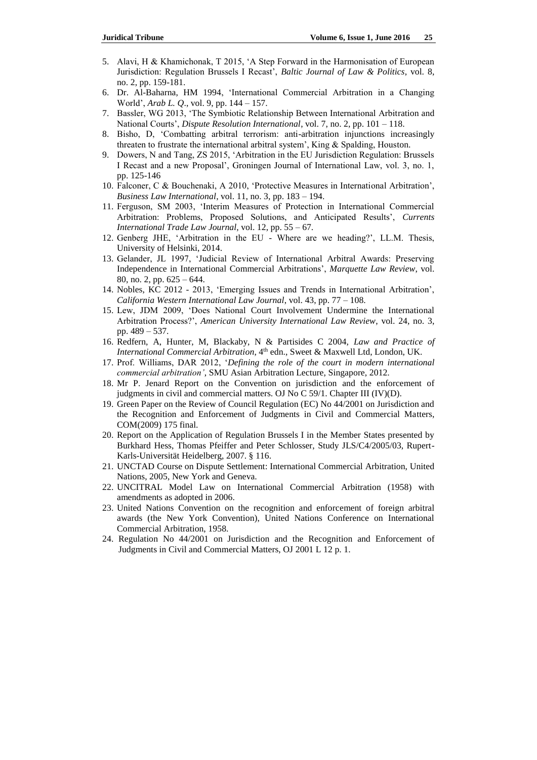5. Alavi, H & Khamichonak, T 2015, 'A Step Forward in the Harmonisation of European Jurisdiction: Regulation Brussels I Recast', *Baltic Journal of Law & Politics*, vol. 8, no. 2, pp. 159-181.
6. Dr. Al-Baharna, HM 1994, 'International Commercial Arbitration in a Changing World', *Arab L. Q*., vol. 9, pp. 144 – 157.
7. Bassler, WG 2013, 'The Symbiotic Relationship Between International Arbitration and National Courts', *Dispute Resolution International*, vol. 7, no. 2, pp. 101 – 118.
8. Bisho, D, 'Combatting arbitral terrorism: anti-arbitration injunctions increasingly threaten to frustrate the international arbitral system', King & Spalding, Houston.
9. Dowers, N and Tang, ZS 2015, 'Arbitration in the EU Jurisdiction Regulation: Brussels I Recast and a new Proposal', Groningen Journal of International Law, vol. 3, no. 1, pp. 125-146
10. Falconer, C & Bouchenaki, A 2010, 'Protective Measures in International Arbitration', *Business Law International*, vol. 11, no. 3, pp. 183 – 194.
11. Ferguson, SM 2003, 'Interim Measures of Protection in International Commercial Arbitration: Problems, Proposed Solutions, and Anticipated Results', *Currents International Trade Law Journal*, vol. 12, pp. 55 – 67.
12. Genberg JHE, 'Arbitration in the EU - Where are we heading?', LL.M. Thesis, University of Helsinki, 2014.
13. Gelander, JL 1997, 'Judicial Review of International Arbitral Awards: Preserving Independence in International Commercial Arbitrations', *Marquette Law Review*, vol. 80, no. 2, pp. 625 – 644.
14. Nobles, KC 2012 - 2013, 'Emerging Issues and Trends in International Arbitration', *California Western International Law Journal*, vol. 43, pp. 77 – 108.
15. Lew, JDM 2009, 'Does National Court Involvement Undermine the International Arbitration Process?', *American University International Law Review*, vol. 24, no. 3, pp. 489 – 537.
16. Redfern, A, Hunter, M, Blackaby, N & Partisides C 2004, *Law and Practice of International Commercial Arbitration*, 4th edn., Sweet & Maxwell Ltd, London, UK.
17. Prof. Williams, DAR 2012, '*Defining the role of the court in modern international commercial arbitration'*, SMU Asian Arbitration Lecture, Singapore, 2012.
18. Mr P. Jenard Report on the Convention on jurisdiction and the enforcement of judgments in civil and commercial matters. OJ No C 59/1. Chapter III (IV)(D).
19. Green Paper on the Review of Council Regulation (EC) No 44/2001 on Jurisdiction and the Recognition and Enforcement of Judgments in Civil and Commercial Matters, COM(2009) 175 final.
20. Report on the Application of Regulation Brussels I in the Member States presented by Burkhard Hess, Thomas Pfeiffer and Peter Schlosser, Study JLS/C4/2005/03, Rupert-Karls-Universität Heidelberg, 2007. § 116.
21. UNCTAD Course on Dispute Settlement: International Commercial Arbitration, United Nations, 2005, New York and Geneva.
22. UNCITRAL Model Law on International Commercial Arbitration (1958) with amendments as adopted in 2006.
23. United Nations Convention on the recognition and enforcement of foreign arbitral awards (the New York Convention), United Nations Conference on International Commercial Arbitration, 1958.
24. Regulation No 44/2001 on Jurisdiction and the Recognition and Enforcement of Judgments in Civil and Commercial Matters, OJ 2001 L 12 p. 1.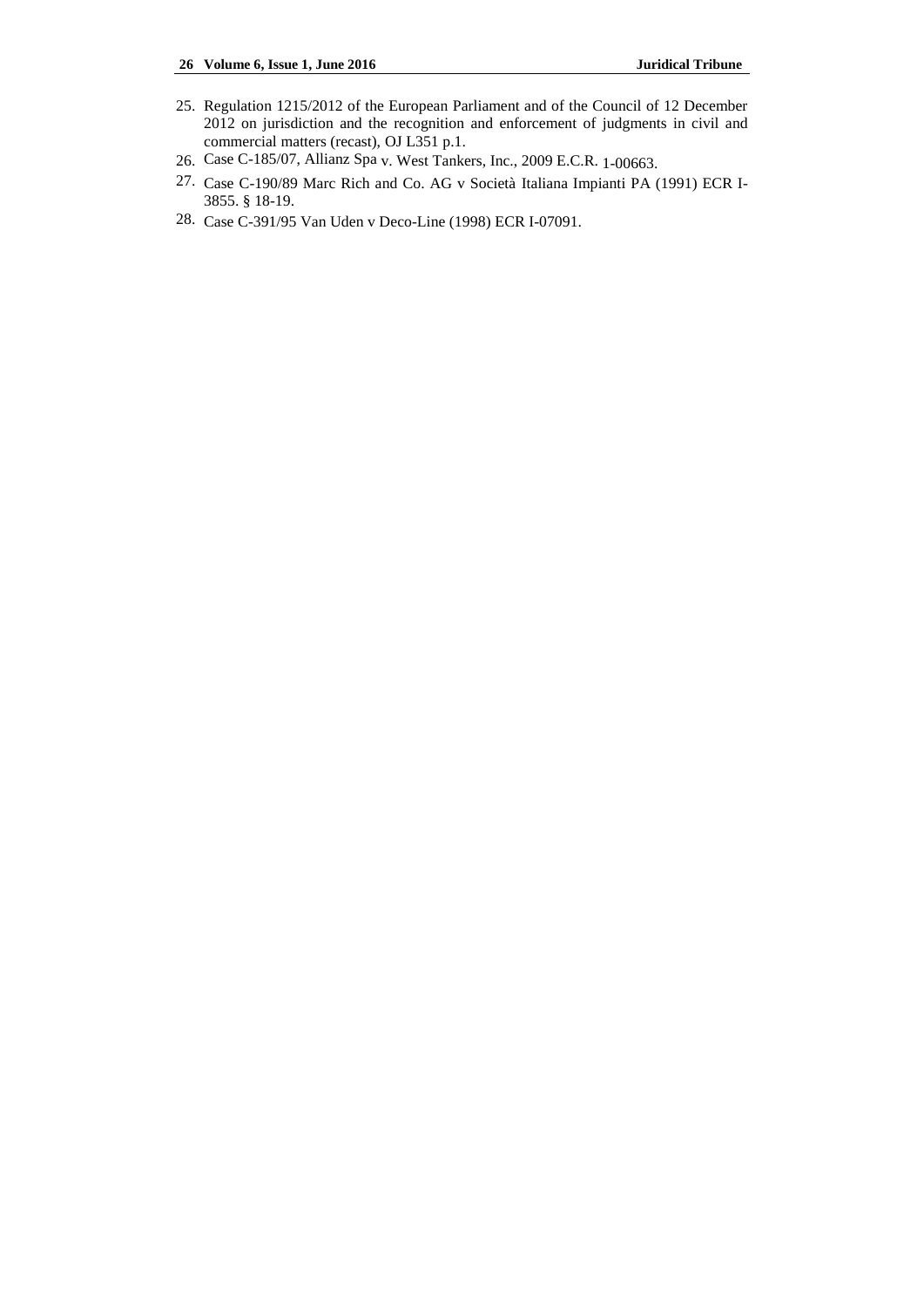25. Regulation 1215/2012 of the European Parliament and of the Council of 12 December 2012 on jurisdiction and the recognition and enforcement of judgments in civil and commercial matters (recast), OJ L351 p.1.
26. Case C-185/07, Allianz Spa v. West Tankers, Inc., 2009 E.C.R. 1-00663.
27. Case C-190/89 Marc Rich and Co. AG v Società Italiana Impianti PA (1991) ECR I-3855. § 18-19.
28. Case C-391/95 Van Uden v Deco-Line (1998) ECR I-07091.